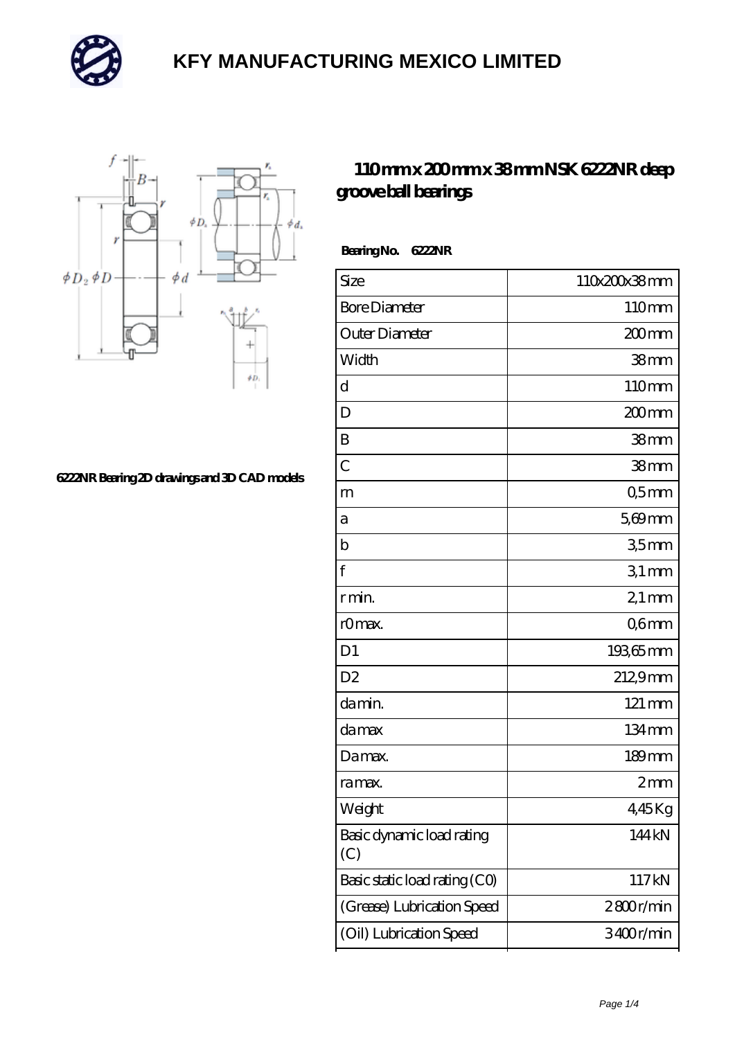# KFY MANUFACTURING MEXICO LIMITED

## 110 mm x 200 mm x 38 mm NSK 6222NR deep groove ball bearings

6222NR Bearing 2D drawings and 3D CAD models

**Bearing No. 6222NR**

| Size | 110x200x38 mm |
|---|---|
| Bore Diameter | 110 mm |
| Outer Diameter | 200 mm |
| Width | 38 mm |
| d | 110 mm |
| D | 200 mm |
| B | 38 mm |
| C | 38 mm |
| rn | 0,5 mm |
| a | 5,69 mm |
| b | 3,5 mm |
| f | 3,1 mm |
| r min. | 2,1 mm |
| r0 max. | 0,6 mm |
| D1 | 193,65 mm |
| D2 | 212,9 mm |
| da min. | 121 mm |
| da max | 134 mm |
| Da max. | 189 mm |
| ra max. | 2 mm |
| Weight | 4,45 Kg |
| Basic dynamic load rating (C) | 144 kN |
| Basic static load rating (C0) | 117 kN |
| (Grease) Lubrication Speed | 2 800 r/min |
| (Oil) Lubrication Speed | 3 400 r/min |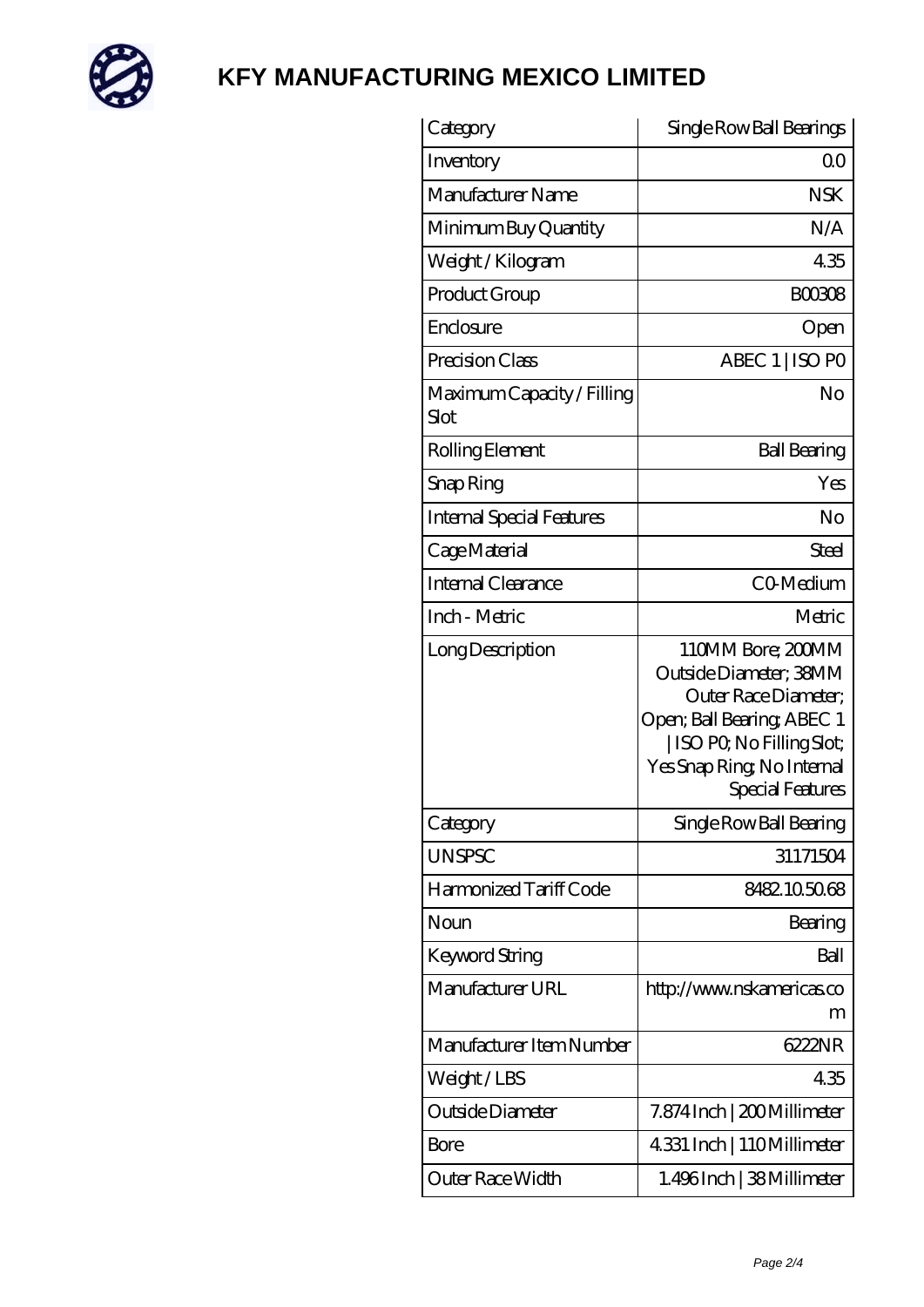# KFY MANUFACTURING MEXICO LIMITED

| Category | Single Row Ball Bearings |
| --- | --- |
| Inventory | 0.0 |
| Manufacturer Name | NSK |
| Minimum Buy Quantity | N/A |
| Weight / Kilogram | 4.35 |
| Product Group | B00308 |
| Enclosure | Open |
| Precision Class | ABEC 1 \| ISO P0 |
| Maximum Capacity / Filling Slot | No |
| Rolling Element | Ball Bearing |
| Snap Ring | Yes |
| Internal Special Features | No |
| Cage Material | Steel |
| Internal Clearance | C0-Medium |
| Inch - Metric | Metric |
| Long Description | 110MM Bore; 200MM Outside Diameter; 38MM Outer Race Diameter; Open; Ball Bearing; ABEC 1 \| ISO P0; No Filling Slot; Yes Snap Ring; No Internal Special Features |
| Category | Single Row Ball Bearing |
| UNSPSC | 31171504 |
| Harmonized Tariff Code | 8482.10.50.68 |
| Noun | Bearing |
| Keyword String | Ball |
| Manufacturer URL | http://www.nskamericas.com |
| Manufacturer Item Number | 6222NR |
| Weight / LBS | 4.35 |
| Outside Diameter | 7.874 Inch \| 200 Millimeter |
| Bore | 4.331 Inch \| 110 Millimeter |
| Outer Race Width | 1.496 Inch \| 38 Millimeter |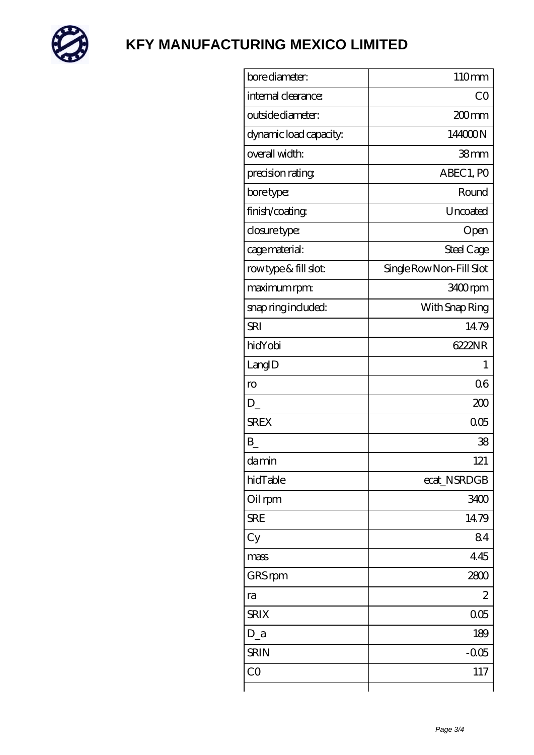# KFY MANUFACTURING MEXICO LIMITED

| | |
|---|---|
| bore diameter: | 110 mm |
| internal clearance: | C0 |
| outside diameter: | 200 mm |
| dynamic load capacity: | 144000 N |
| overall width: | 38 mm |
| precision rating: | ABEC 1, P0 |
| bore type: | Round |
| finish/coating: | Uncoated |
| closure type: | Open |
| cage material: | Steel Cage |
| row type & fill slot: | Single Row Non-Fill Slot |
| maximum rpm: | 3400 rpm |
| snap ring included: | With Snap Ring |
| SRI | 14.79 |
| hidYobi | 6222NR |
| LangID | 1 |
| ro | 0.6 |
| D_ | 200 |
| SREX | 0.05 |
| B_ | 38 |
| da min | 121 |
| hidTable | ecat_NSRDGB |
| Oil rpm | 3400 |
| SRE | 14.79 |
| Cy | 8.4 |
| mass | 4.45 |
| GRS rpm | 2800 |
| ra | 2 |
| SRIX | 0.05 |
| D_a | 189 |
| SRIN | -0.05 |
| C0 | 117 |
| | |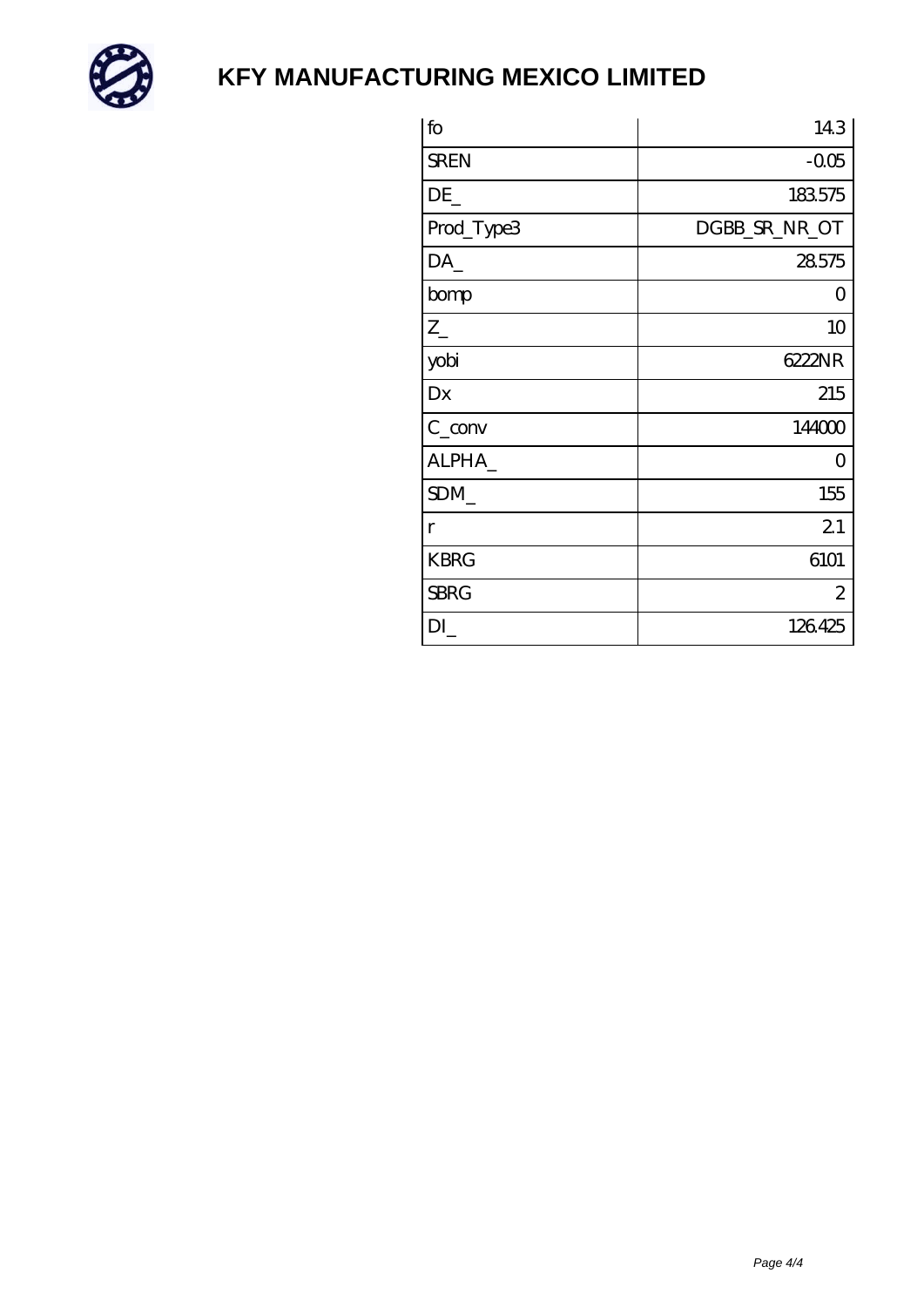| | |
|---|---|
| fo | 14.3 |
| SREN | -0.05 |
| DE_ | 183.575 |
| Prod_Type3 | DGBB_SR_NR_OT |
| DA_ | 28.575 |
| bomp | 0 |
| Z_ | 10 |
| yobi | 6222NR |
| Dx | 215 |
| C_conv | 144000 |
| ALPHA_ | 0 |
| SDM_ | 155 |
| r | 2.1 |
| KBRG | 6101 |
| SBRG | 2 |
| DI_ | 126.425 |